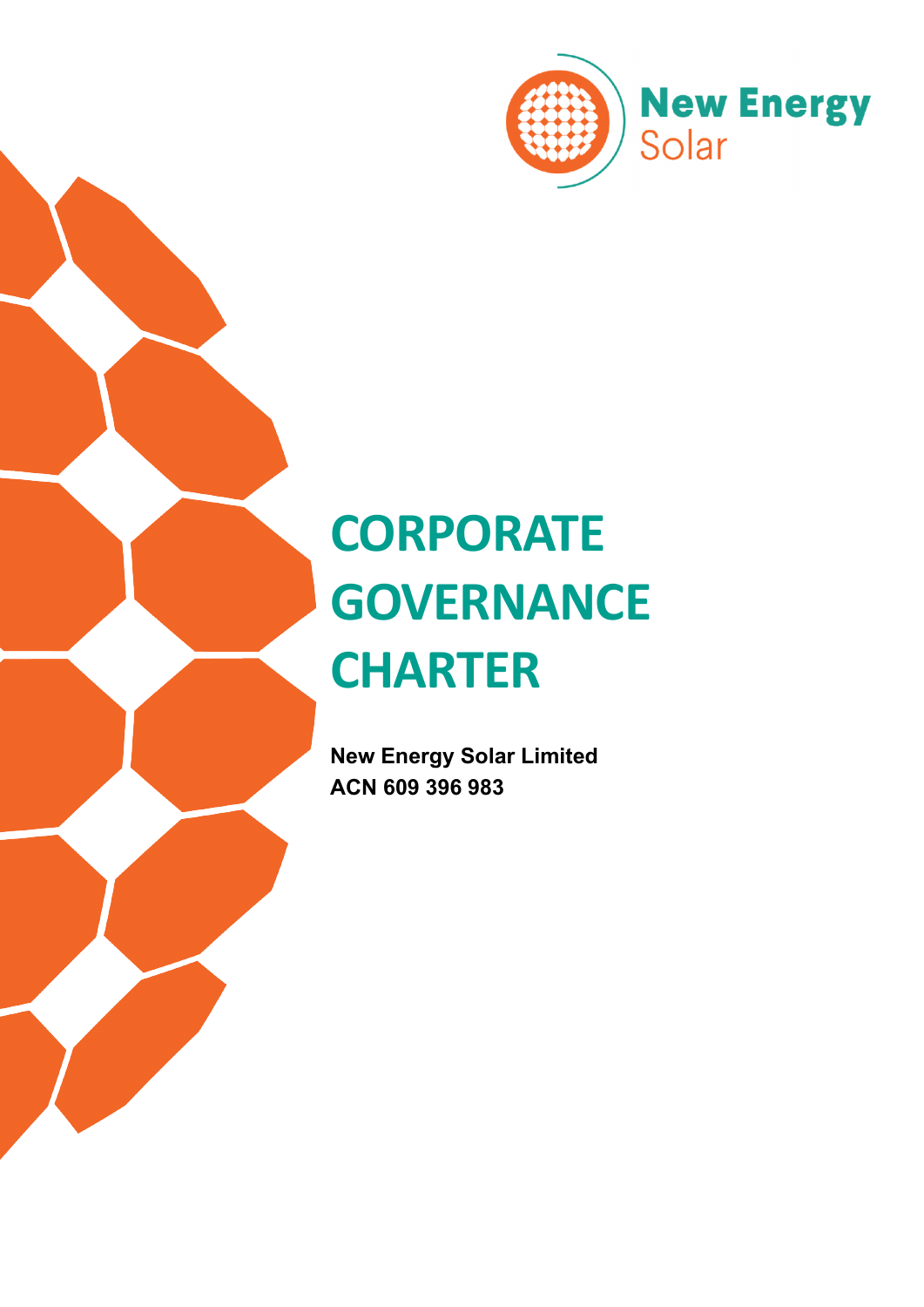New Energy Solar

# CORPORATE GOVERNANCE CHARTER

**New Energy Solar Limited**
**ACN 609 396 983**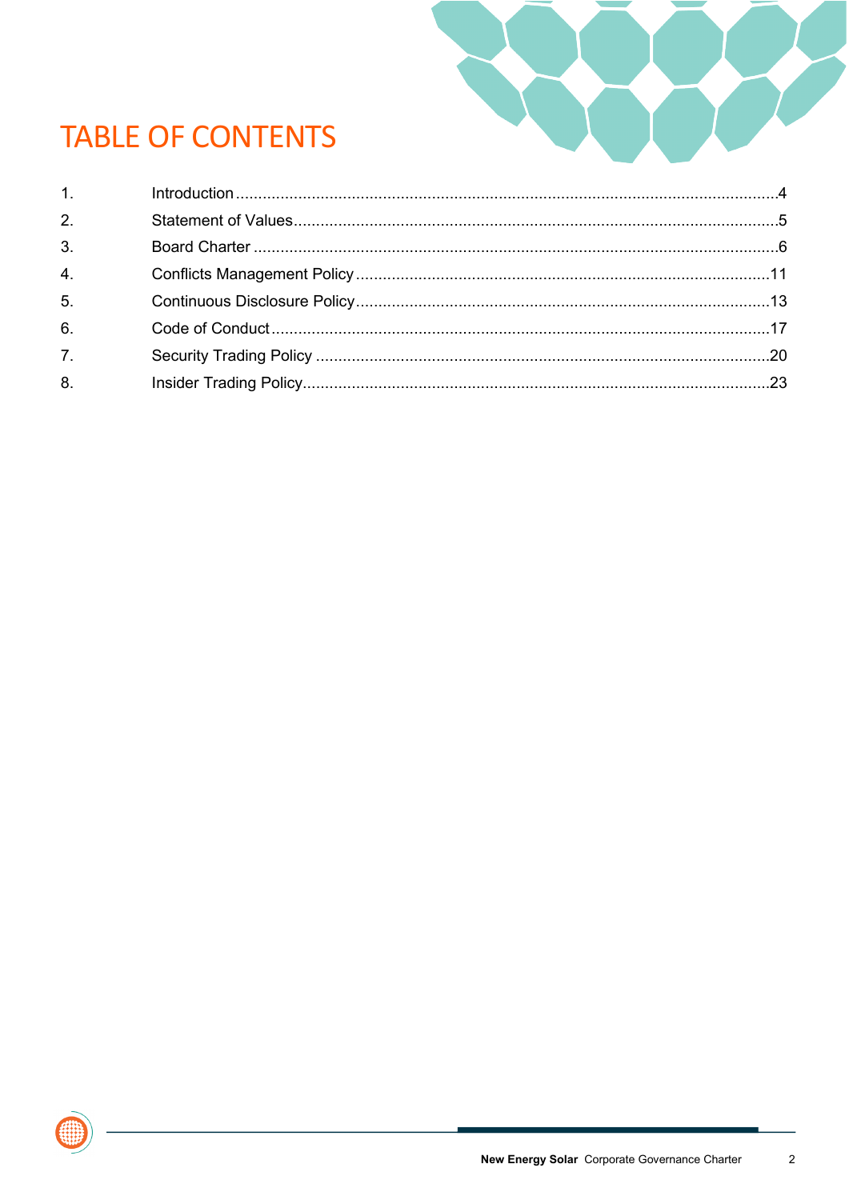# TABLE OF CONTENTS

| | | |
|---|---|---|
| 1. | Introduction | 4 |
| 2. | Statement of Values | 5 |
| 3. | Board Charter | 6 |
| 4. | Conflicts Management Policy | 11 |
| 5. | Continuous Disclosure Policy | 13 |
| 6. | Code of Conduct | 17 |
| 7. | Security Trading Policy | 20 |
| 8. | Insider Trading Policy | 23 |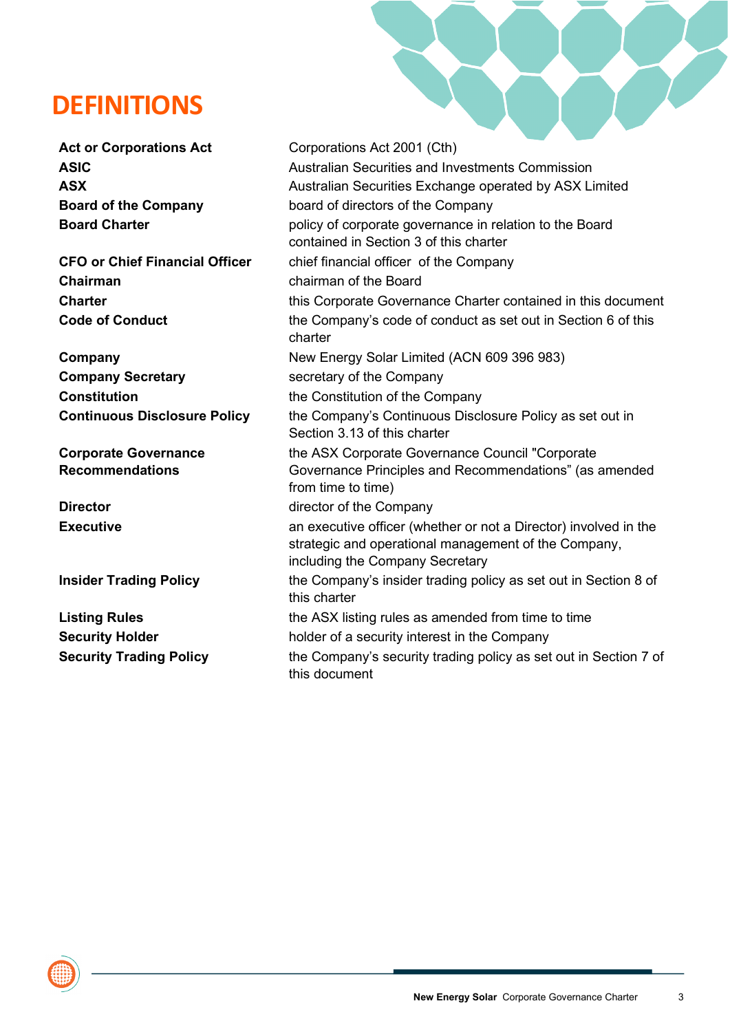# DEFINITIONS

| | |
|---|---|
| **Act or Corporations Act** | Corporations Act 2001 (Cth) |
| **ASIC** | Australian Securities and Investments Commission |
| **ASX** | Australian Securities Exchange operated by ASX Limited |
| **Board of the Company** | board of directors of the Company |
| **Board Charter** | policy of corporate governance in relation to the Board contained in Section 3 of this charter |
| **CFO or Chief Financial Officer** | chief financial officer of the Company |
| **Chairman** | chairman of the Board |
| **Charter** | this Corporate Governance Charter contained in this document |
| **Code of Conduct** | the Company's code of conduct as set out in Section 6 of this charter |
| **Company** | New Energy Solar Limited (ACN 609 396 983) |
| **Company Secretary** | secretary of the Company |
| **Constitution** | the Constitution of the Company |
| **Continuous Disclosure Policy** | the Company's Continuous Disclosure Policy as set out in Section 3.13 of this charter |
| **Corporate Governance Recommendations** | the ASX Corporate Governance Council "Corporate Governance Principles and Recommendations" (as amended from time to time) |
| **Director** | director of the Company |
| **Executive** | an executive officer (whether or not a Director) involved in the strategic and operational management of the Company, including the Company Secretary |
| **Insider Trading Policy** | the Company's insider trading policy as set out in Section 8 of this charter |
| **Listing Rules** | the ASX listing rules as amended from time to time |
| **Security Holder** | holder of a security interest in the Company |
| **Security Trading Policy** | the Company's security trading policy as set out in Section 7 of this document |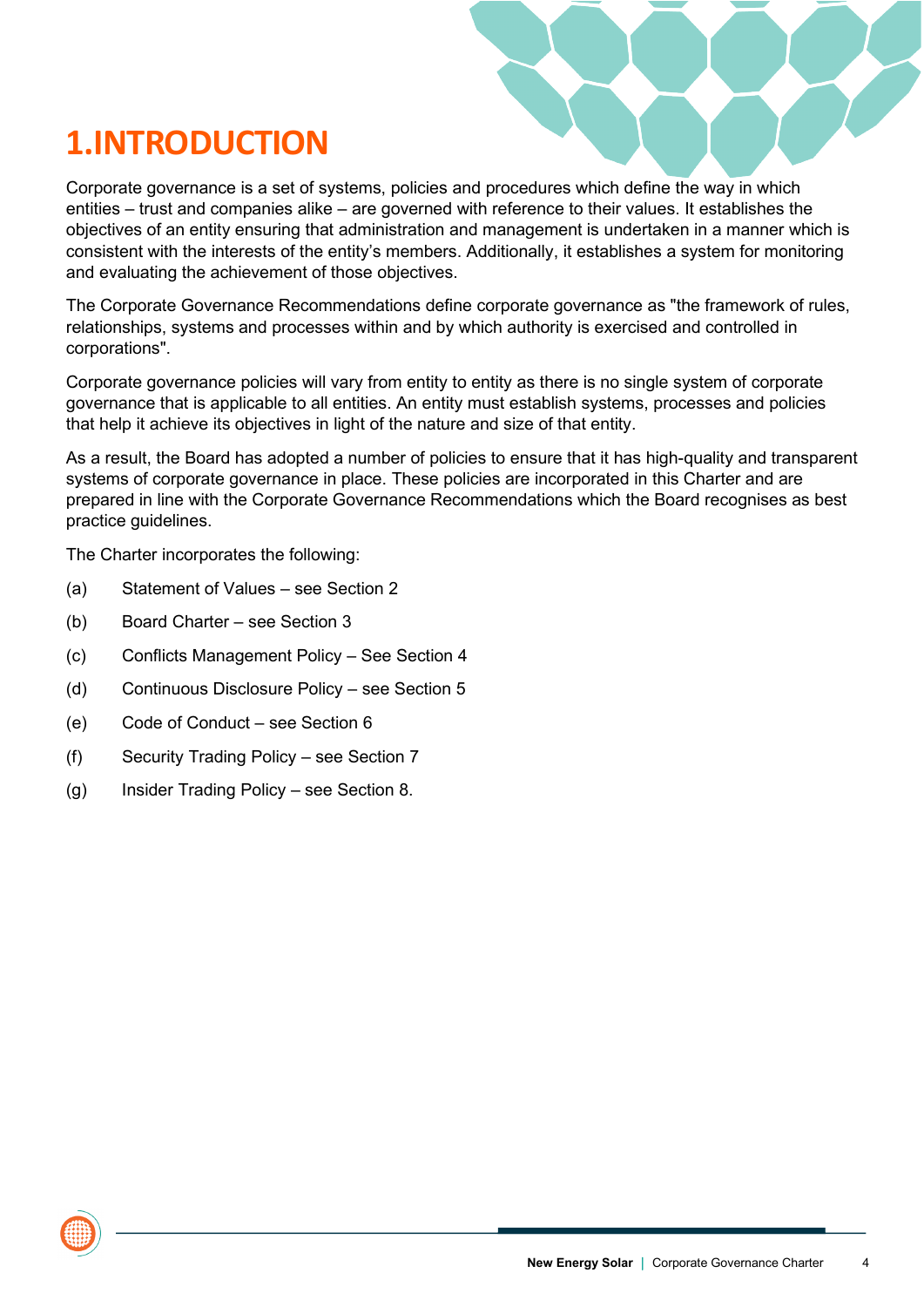# 1.INTRODUCTION

Corporate governance is a set of systems, policies and procedures which define the way in which entities – trust and companies alike – are governed with reference to their values. It establishes the objectives of an entity ensuring that administration and management is undertaken in a manner which is consistent with the interests of the entity's members. Additionally, it establishes a system for monitoring and evaluating the achievement of those objectives.

The Corporate Governance Recommendations define corporate governance as "the framework of rules, relationships, systems and processes within and by which authority is exercised and controlled in corporations".

Corporate governance policies will vary from entity to entity as there is no single system of corporate governance that is applicable to all entities. An entity must establish systems, processes and policies that help it achieve its objectives in light of the nature and size of that entity.

As a result, the Board has adopted a number of policies to ensure that it has high-quality and transparent systems of corporate governance in place. These policies are incorporated in this Charter and are prepared in line with the Corporate Governance Recommendations which the Board recognises as best practice guidelines.

The Charter incorporates the following:

(a) Statement of Values – see Section 2

(b) Board Charter – see Section 3

(c) Conflicts Management Policy – See Section 4

(d) Continuous Disclosure Policy – see Section 5

(e) Code of Conduct – see Section 6

(f) Security Trading Policy – see Section 7

(g) Insider Trading Policy – see Section 8.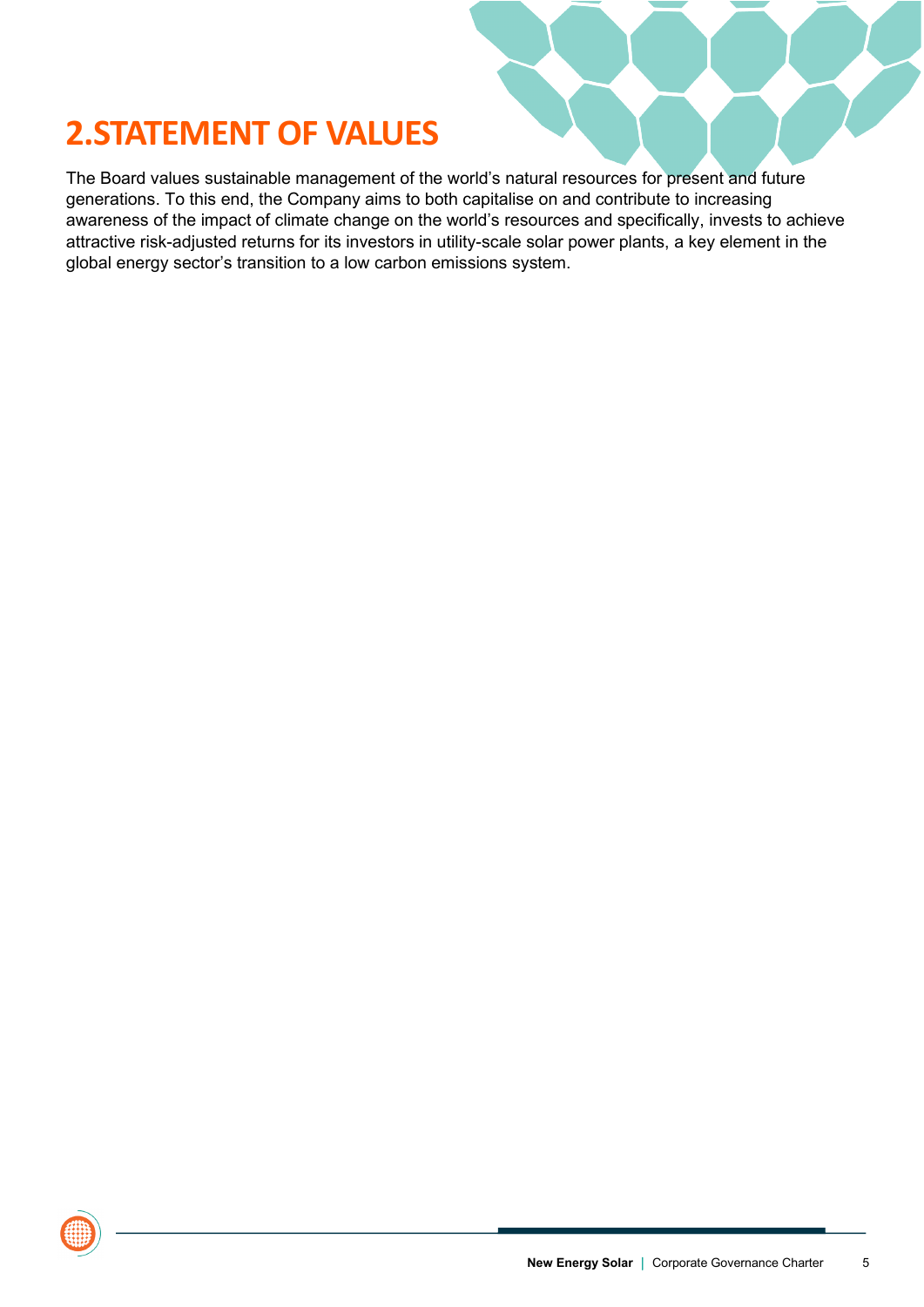# 2.STATEMENT OF VALUES

The Board values sustainable management of the world's natural resources for present and future generations. To this end, the Company aims to both capitalise on and contribute to increasing awareness of the impact of climate change on the world's resources and specifically, invests to achieve attractive risk-adjusted returns for its investors in utility-scale solar power plants, a key element in the global energy sector's transition to a low carbon emissions system.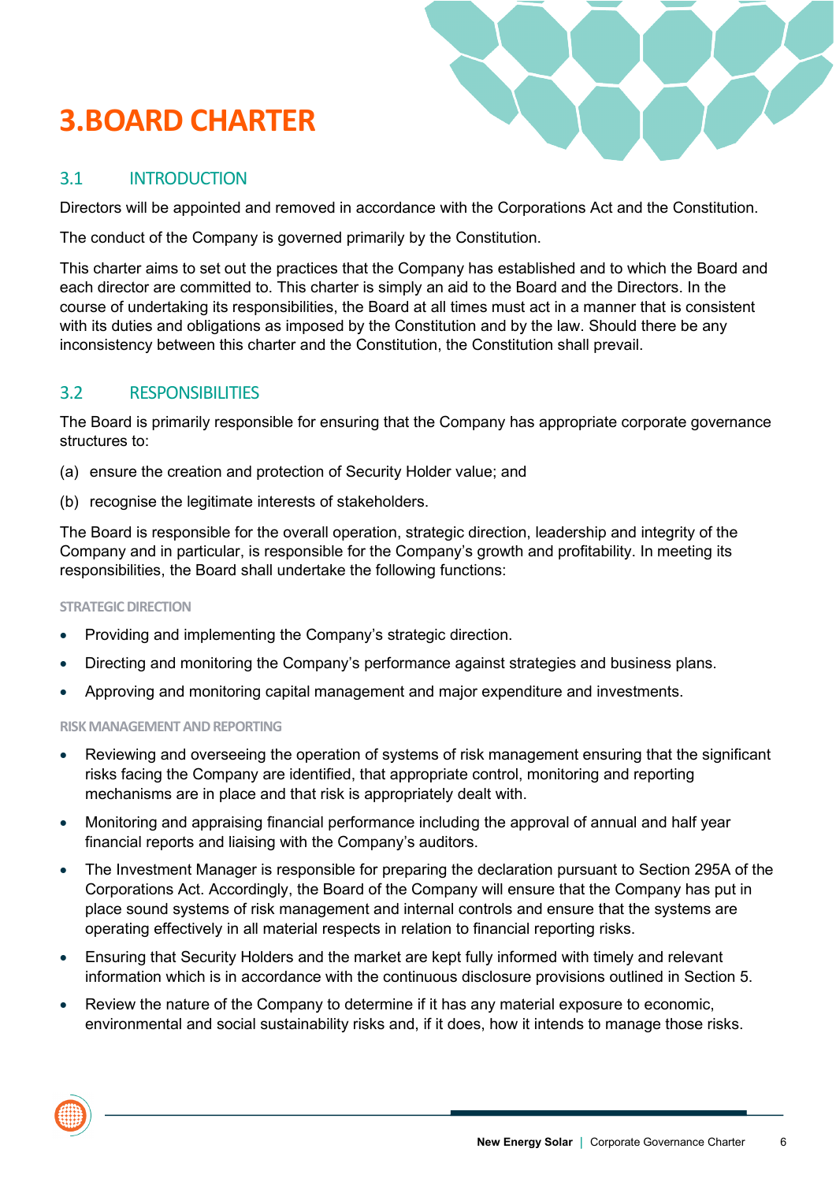# 3.BOARD CHARTER

## 3.1 INTRODUCTION

Directors will be appointed and removed in accordance with the Corporations Act and the Constitution.

The conduct of the Company is governed primarily by the Constitution.

This charter aims to set out the practices that the Company has established and to which the Board and each director are committed to. This charter is simply an aid to the Board and the Directors. In the course of undertaking its responsibilities, the Board at all times must act in a manner that is consistent with its duties and obligations as imposed by the Constitution and by the law. Should there be any inconsistency between this charter and the Constitution, the Constitution shall prevail.

## 3.2 RESPONSIBILITIES

The Board is primarily responsible for ensuring that the Company has appropriate corporate governance structures to:

(a) ensure the creation and protection of Security Holder value; and

(b) recognise the legitimate interests of stakeholders.

The Board is responsible for the overall operation, strategic direction, leadership and integrity of the Company and in particular, is responsible for the Company's growth and profitability. In meeting its responsibilities, the Board shall undertake the following functions:

#### STRATEGIC DIRECTION

- Providing and implementing the Company's strategic direction.
- Directing and monitoring the Company's performance against strategies and business plans.
- Approving and monitoring capital management and major expenditure and investments.

#### RISK MANAGEMENT AND REPORTING

- Reviewing and overseeing the operation of systems of risk management ensuring that the significant risks facing the Company are identified, that appropriate control, monitoring and reporting mechanisms are in place and that risk is appropriately dealt with.
- Monitoring and appraising financial performance including the approval of annual and half year financial reports and liaising with the Company's auditors.
- The Investment Manager is responsible for preparing the declaration pursuant to Section 295A of the Corporations Act. Accordingly, the Board of the Company will ensure that the Company has put in place sound systems of risk management and internal controls and ensure that the systems are operating effectively in all material respects in relation to financial reporting risks.
- Ensuring that Security Holders and the market are kept fully informed with timely and relevant information which is in accordance with the continuous disclosure provisions outlined in Section 5.
- Review the nature of the Company to determine if it has any material exposure to economic, environmental and social sustainability risks and, if it does, how it intends to manage those risks.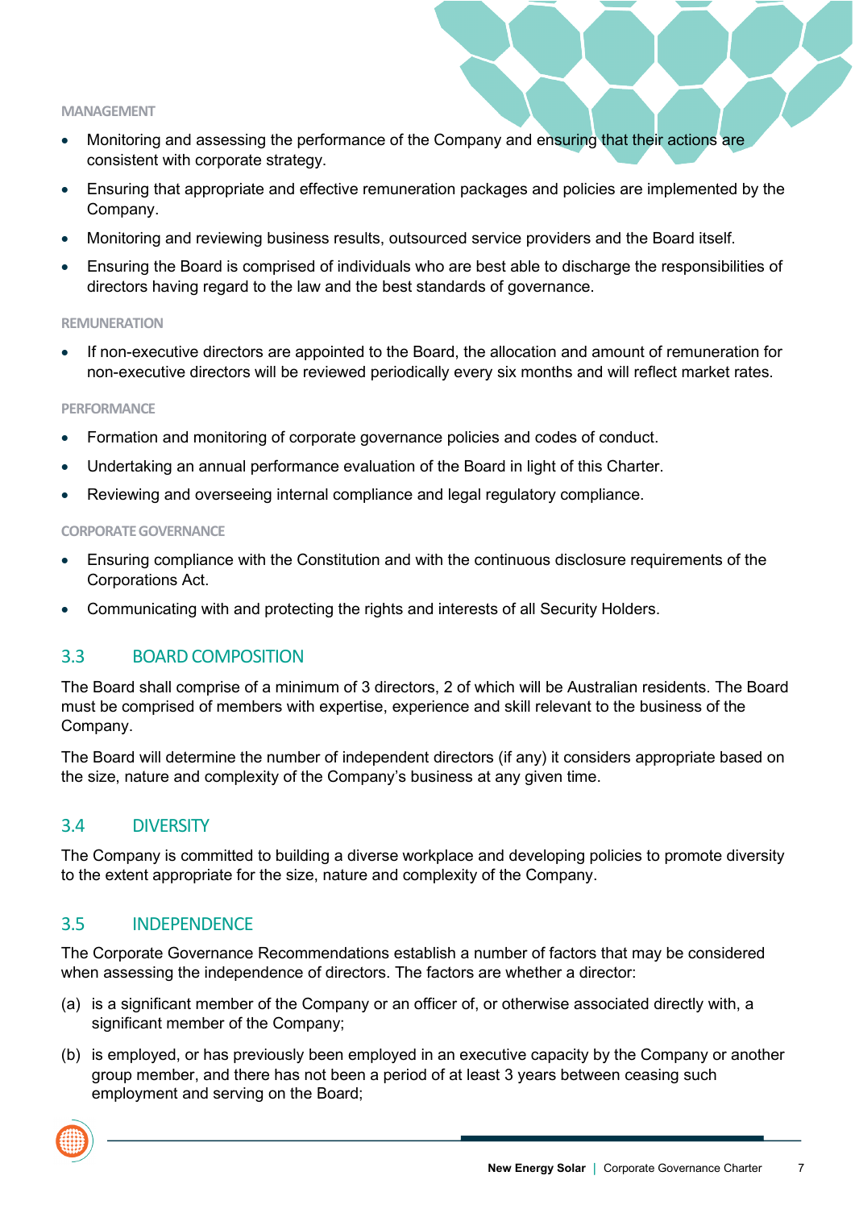#### MANAGEMENT

- Monitoring and assessing the performance of the Company and ensuring that their actions are consistent with corporate strategy.
- Ensuring that appropriate and effective remuneration packages and policies are implemented by the Company.
- Monitoring and reviewing business results, outsourced service providers and the Board itself.
- Ensuring the Board is comprised of individuals who are best able to discharge the responsibilities of directors having regard to the law and the best standards of governance.

#### REMUNERATION

- If non-executive directors are appointed to the Board, the allocation and amount of remuneration for non-executive directors will be reviewed periodically every six months and will reflect market rates.

#### PERFORMANCE

- Formation and monitoring of corporate governance policies and codes of conduct.
- Undertaking an annual performance evaluation of the Board in light of this Charter.
- Reviewing and overseeing internal compliance and legal regulatory compliance.

#### CORPORATE GOVERNANCE

- Ensuring compliance with the Constitution and with the continuous disclosure requirements of the Corporations Act.
- Communicating with and protecting the rights and interests of all Security Holders.

## 3.3 BOARD COMPOSITION

The Board shall comprise of a minimum of 3 directors, 2 of which will be Australian residents. The Board must be comprised of members with expertise, experience and skill relevant to the business of the Company.

The Board will determine the number of independent directors (if any) it considers appropriate based on the size, nature and complexity of the Company's business at any given time.

## 3.4 DIVERSITY

The Company is committed to building a diverse workplace and developing policies to promote diversity to the extent appropriate for the size, nature and complexity of the Company.

## 3.5 INDEPENDENCE

The Corporate Governance Recommendations establish a number of factors that may be considered when assessing the independence of directors. The factors are whether a director:

(a) is a significant member of the Company or an officer of, or otherwise associated directly with, a significant member of the Company;

(b) is employed, or has previously been employed in an executive capacity by the Company or another group member, and there has not been a period of at least 3 years between ceasing such employment and serving on the Board;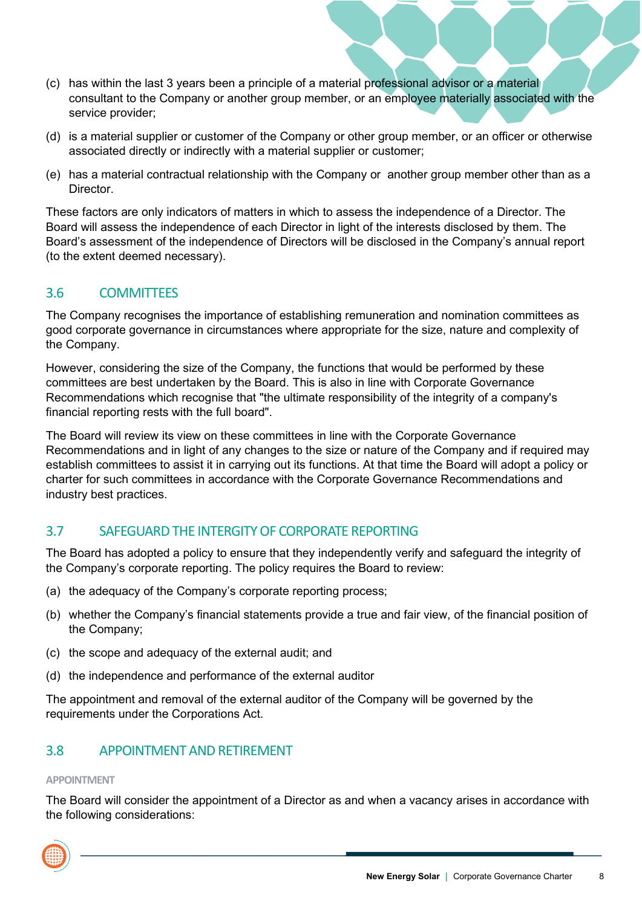(c) has within the last 3 years been a principle of a material professional advisor or a material consultant to the Company or another group member, or an employee materially associated with the service provider;

(d) is a material supplier or customer of the Company or other group member, or an officer or otherwise associated directly or indirectly with a material supplier or customer;

(e) has a material contractual relationship with the Company or another group member other than as a Director.

These factors are only indicators of matters in which to assess the independence of a Director. The Board will assess the independence of each Director in light of the interests disclosed by them. The Board's assessment of the independence of Directors will be disclosed in the Company's annual report (to the extent deemed necessary).

## 3.6 COMMITTEES

The Company recognises the importance of establishing remuneration and nomination committees as good corporate governance in circumstances where appropriate for the size, nature and complexity of the Company.

However, considering the size of the Company, the functions that would be performed by these committees are best undertaken by the Board. This is also in line with Corporate Governance Recommendations which recognise that "the ultimate responsibility of the integrity of a company's financial reporting rests with the full board".

The Board will review its view on these committees in line with the Corporate Governance Recommendations and in light of any changes to the size or nature of the Company and if required may establish committees to assist it in carrying out its functions. At that time the Board will adopt a policy or charter for such committees in accordance with the Corporate Governance Recommendations and industry best practices.

## 3.7 SAFEGUARD THE INTERGITY OF CORPORATE REPORTING

The Board has adopted a policy to ensure that they independently verify and safeguard the integrity of the Company's corporate reporting. The policy requires the Board to review:

(a) the adequacy of the Company's corporate reporting process;

(b) whether the Company's financial statements provide a true and fair view, of the financial position of the Company;

(c) the scope and adequacy of the external audit; and

(d) the independence and performance of the external auditor

The appointment and removal of the external auditor of the Company will be governed by the requirements under the Corporations Act.

## 3.8 APPOINTMENT AND RETIREMENT

### APPOINTMENT

The Board will consider the appointment of a Director as and when a vacancy arises in accordance with the following considerations: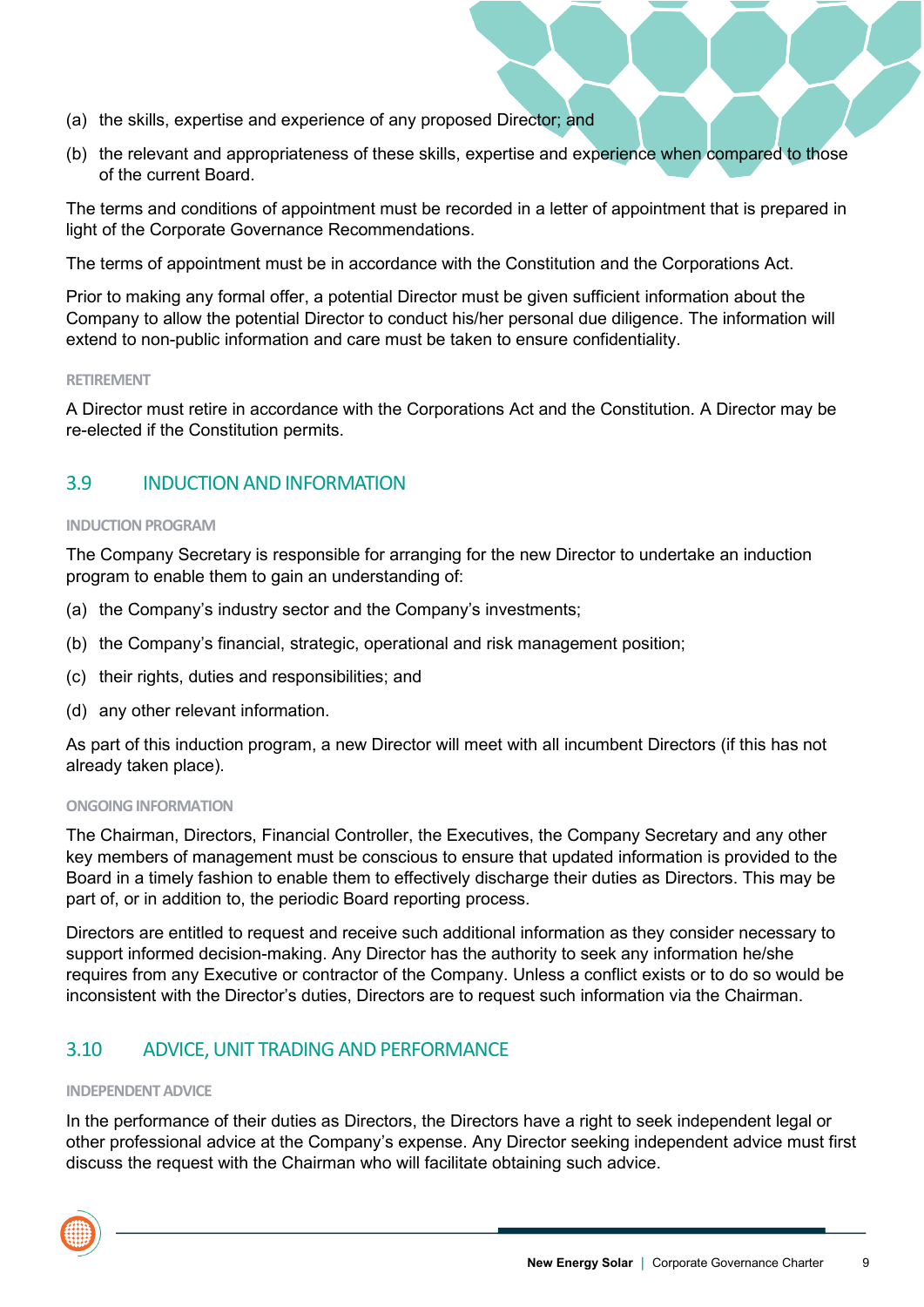(a) the skills, expertise and experience of any proposed Director; and

(b) the relevant and appropriateness of these skills, expertise and experience when compared to those of the current Board.

The terms and conditions of appointment must be recorded in a letter of appointment that is prepared in light of the Corporate Governance Recommendations.

The terms of appointment must be in accordance with the Constitution and the Corporations Act.

Prior to making any formal offer, a potential Director must be given sufficient information about the Company to allow the potential Director to conduct his/her personal due diligence. The information will extend to non-public information and care must be taken to ensure confidentiality.

#### RETIREMENT

A Director must retire in accordance with the Corporations Act and the Constitution. A Director may be re-elected if the Constitution permits.

## 3.9 INDUCTION AND INFORMATION

#### INDUCTION PROGRAM

The Company Secretary is responsible for arranging for the new Director to undertake an induction program to enable them to gain an understanding of:

(a) the Company's industry sector and the Company's investments;

(b) the Company's financial, strategic, operational and risk management position;

(c) their rights, duties and responsibilities; and

(d) any other relevant information.

As part of this induction program, a new Director will meet with all incumbent Directors (if this has not already taken place).

#### ONGOING INFORMATION

The Chairman, Directors, Financial Controller, the Executives, the Company Secretary and any other key members of management must be conscious to ensure that updated information is provided to the Board in a timely fashion to enable them to effectively discharge their duties as Directors. This may be part of, or in addition to, the periodic Board reporting process.

Directors are entitled to request and receive such additional information as they consider necessary to support informed decision-making. Any Director has the authority to seek any information he/she requires from any Executive or contractor of the Company. Unless a conflict exists or to do so would be inconsistent with the Director's duties, Directors are to request such information via the Chairman.

## 3.10 ADVICE, UNIT TRADING AND PERFORMANCE

#### INDEPENDENT ADVICE

In the performance of their duties as Directors, the Directors have a right to seek independent legal or other professional advice at the Company's expense. Any Director seeking independent advice must first discuss the request with the Chairman who will facilitate obtaining such advice.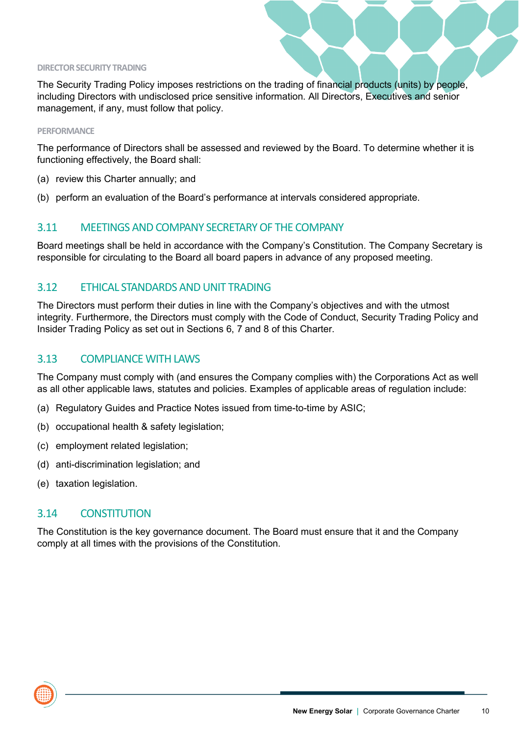#### DIRECTOR SECURITY TRADING

The Security Trading Policy imposes restrictions on the trading of financial products (units) by people, including Directors with undisclosed price sensitive information. All Directors, Executives and senior management, if any, must follow that policy.

#### PERFORMANCE

The performance of Directors shall be assessed and reviewed by the Board. To determine whether it is functioning effectively, the Board shall:

(a) review this Charter annually; and

(b) perform an evaluation of the Board's performance at intervals considered appropriate.

## 3.11 MEETINGS AND COMPANY SECRETARY OF THE COMPANY

Board meetings shall be held in accordance with the Company's Constitution. The Company Secretary is responsible for circulating to the Board all board papers in advance of any proposed meeting.

## 3.12 ETHICAL STANDARDS AND UNIT TRADING

The Directors must perform their duties in line with the Company's objectives and with the utmost integrity. Furthermore, the Directors must comply with the Code of Conduct, Security Trading Policy and Insider Trading Policy as set out in Sections 6, 7 and 8 of this Charter.

## 3.13 COMPLIANCE WITH LAWS

The Company must comply with (and ensures the Company complies with) the Corporations Act as well as all other applicable laws, statutes and policies. Examples of applicable areas of regulation include:

(a) Regulatory Guides and Practice Notes issued from time-to-time by ASIC;

(b) occupational health & safety legislation;

(c) employment related legislation;

(d) anti-discrimination legislation; and

(e) taxation legislation.

## 3.14 CONSTITUTION

The Constitution is the key governance document. The Board must ensure that it and the Company comply at all times with the provisions of the Constitution.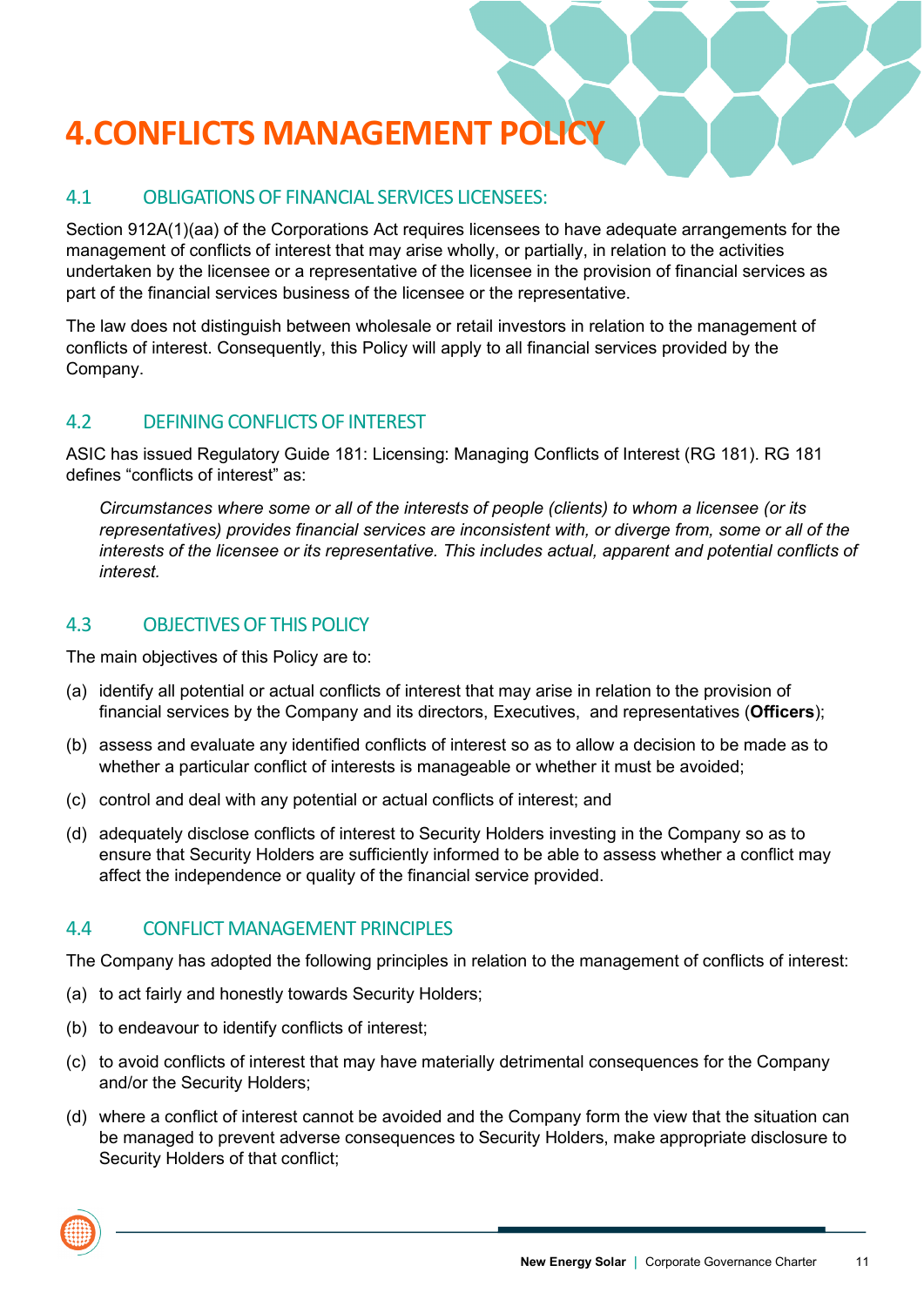# 4. CONFLICTS MANAGEMENT POLICY

## 4.1 OBLIGATIONS OF FINANCIAL SERVICES LICENSEES:

Section 912A(1)(aa) of the Corporations Act requires licensees to have adequate arrangements for the management of conflicts of interest that may arise wholly, or partially, in relation to the activities undertaken by the licensee or a representative of the licensee in the provision of financial services as part of the financial services business of the licensee or the representative.

The law does not distinguish between wholesale or retail investors in relation to the management of conflicts of interest. Consequently, this Policy will apply to all financial services provided by the Company.

## 4.2 DEFINING CONFLICTS OF INTEREST

ASIC has issued Regulatory Guide 181: Licensing: Managing Conflicts of Interest (RG 181). RG 181 defines "conflicts of interest" as:

> *Circumstances where some or all of the interests of people (clients) to whom a licensee (or its representatives) provides financial services are inconsistent with, or diverge from, some or all of the interests of the licensee or its representative. This includes actual, apparent and potential conflicts of interest.*

## 4.3 OBJECTIVES OF THIS POLICY

The main objectives of this Policy are to:

(a) identify all potential or actual conflicts of interest that may arise in relation to the provision of financial services by the Company and its directors, Executives, and representatives (**Officers**);

(b) assess and evaluate any identified conflicts of interest so as to allow a decision to be made as to whether a particular conflict of interests is manageable or whether it must be avoided;

(c) control and deal with any potential or actual conflicts of interest; and

(d) adequately disclose conflicts of interest to Security Holders investing in the Company so as to ensure that Security Holders are sufficiently informed to be able to assess whether a conflict may affect the independence or quality of the financial service provided.

## 4.4 CONFLICT MANAGEMENT PRINCIPLES

The Company has adopted the following principles in relation to the management of conflicts of interest:

(a) to act fairly and honestly towards Security Holders;

(b) to endeavour to identify conflicts of interest;

(c) to avoid conflicts of interest that may have materially detrimental consequences for the Company and/or the Security Holders;

(d) where a conflict of interest cannot be avoided and the Company form the view that the situation can be managed to prevent adverse consequences to Security Holders, make appropriate disclosure to Security Holders of that conflict;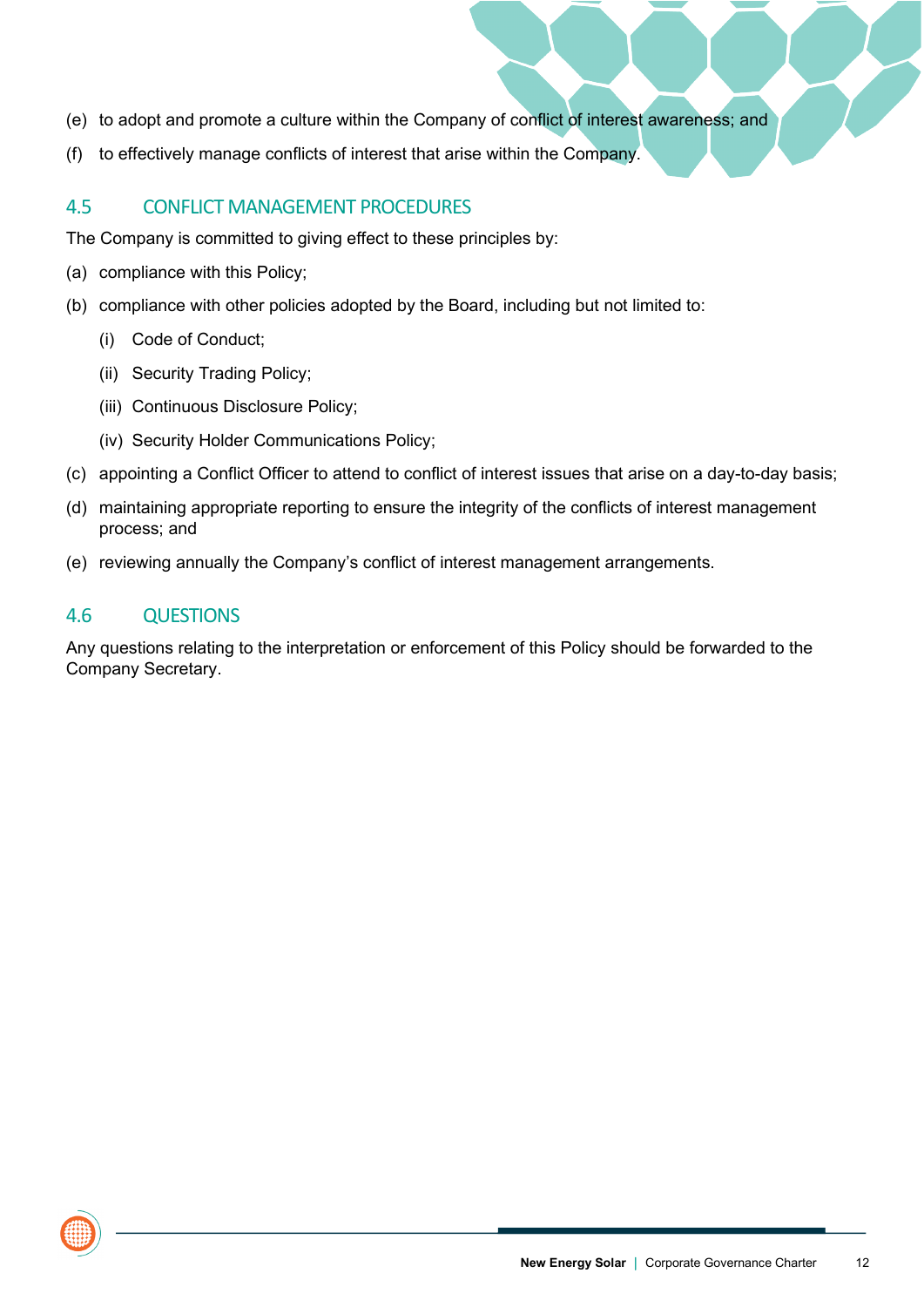(e) to adopt and promote a culture within the Company of conflict of interest awareness; and

(f) to effectively manage conflicts of interest that arise within the Company.

## 4.5 CONFLICT MANAGEMENT PROCEDURES

The Company is committed to giving effect to these principles by:

(a) compliance with this Policy;

(b) compliance with other policies adopted by the Board, including but not limited to:

  (i) Code of Conduct;

  (ii) Security Trading Policy;

  (iii) Continuous Disclosure Policy;

  (iv) Security Holder Communications Policy;

(c) appointing a Conflict Officer to attend to conflict of interest issues that arise on a day-to-day basis;

(d) maintaining appropriate reporting to ensure the integrity of the conflicts of interest management process; and

(e) reviewing annually the Company's conflict of interest management arrangements.

## 4.6 QUESTIONS

Any questions relating to the interpretation or enforcement of this Policy should be forwarded to the Company Secretary.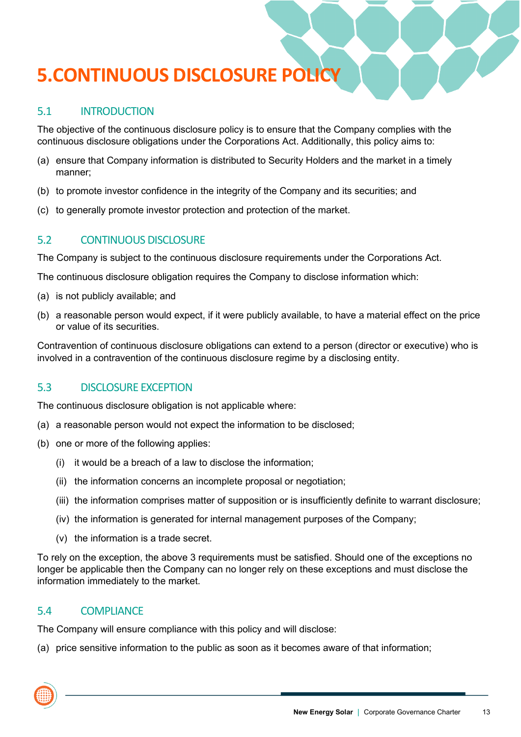# 5.CONTINUOUS DISCLOSURE POLICY

## 5.1 INTRODUCTION

The objective of the continuous disclosure policy is to ensure that the Company complies with the continuous disclosure obligations under the Corporations Act. Additionally, this policy aims to:

(a) ensure that Company information is distributed to Security Holders and the market in a timely manner;

(b) to promote investor confidence in the integrity of the Company and its securities; and

(c) to generally promote investor protection and protection of the market.

## 5.2 CONTINUOUS DISCLOSURE

The Company is subject to the continuous disclosure requirements under the Corporations Act.

The continuous disclosure obligation requires the Company to disclose information which:

(a) is not publicly available; and

(b) a reasonable person would expect, if it were publicly available, to have a material effect on the price or value of its securities.

Contravention of continuous disclosure obligations can extend to a person (director or executive) who is involved in a contravention of the continuous disclosure regime by a disclosing entity.

## 5.3 DISCLOSURE EXCEPTION

The continuous disclosure obligation is not applicable where:

(a) a reasonable person would not expect the information to be disclosed;

(b) one or more of the following applies:

  (i) it would be a breach of a law to disclose the information;

  (ii) the information concerns an incomplete proposal or negotiation;

  (iii) the information comprises matter of supposition or is insufficiently definite to warrant disclosure;

  (iv) the information is generated for internal management purposes of the Company;

  (v) the information is a trade secret.

To rely on the exception, the above 3 requirements must be satisfied. Should one of the exceptions no longer be applicable then the Company can no longer rely on these exceptions and must disclose the information immediately to the market.

## 5.4 COMPLIANCE

The Company will ensure compliance with this policy and will disclose:

(a) price sensitive information to the public as soon as it becomes aware of that information;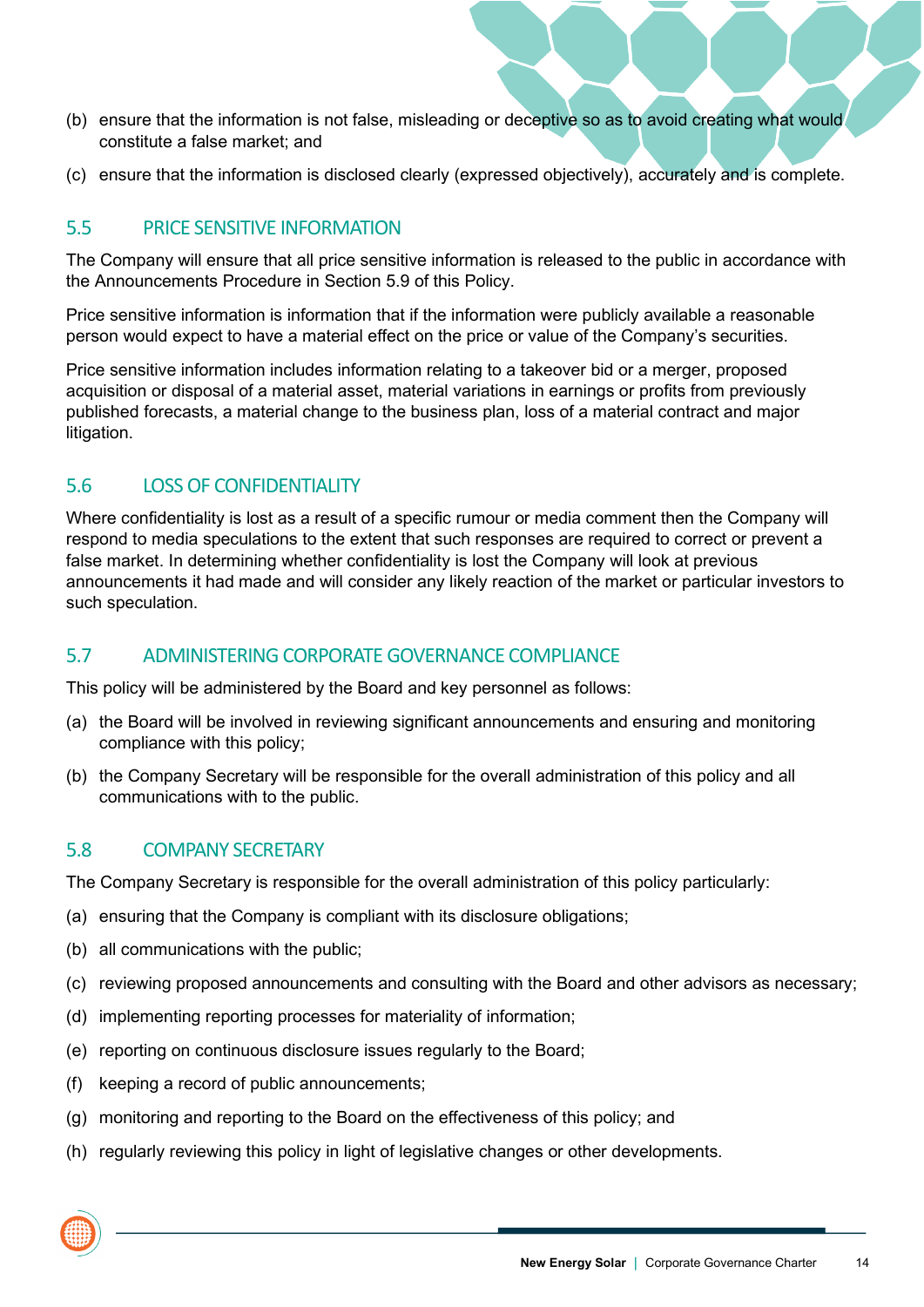(b) ensure that the information is not false, misleading or deceptive so as to avoid creating what would constitute a false market; and

(c) ensure that the information is disclosed clearly (expressed objectively), accurately and is complete.

## 5.5 PRICE SENSITIVE INFORMATION

The Company will ensure that all price sensitive information is released to the public in accordance with the Announcements Procedure in Section 5.9 of this Policy.

Price sensitive information is information that if the information were publicly available a reasonable person would expect to have a material effect on the price or value of the Company's securities.

Price sensitive information includes information relating to a takeover bid or a merger, proposed acquisition or disposal of a material asset, material variations in earnings or profits from previously published forecasts, a material change to the business plan, loss of a material contract and major litigation.

## 5.6 LOSS OF CONFIDENTIALITY

Where confidentiality is lost as a result of a specific rumour or media comment then the Company will respond to media speculations to the extent that such responses are required to correct or prevent a false market. In determining whether confidentiality is lost the Company will look at previous announcements it had made and will consider any likely reaction of the market or particular investors to such speculation.

## 5.7 ADMINISTERING CORPORATE GOVERNANCE COMPLIANCE

This policy will be administered by the Board and key personnel as follows:

(a) the Board will be involved in reviewing significant announcements and ensuring and monitoring compliance with this policy;

(b) the Company Secretary will be responsible for the overall administration of this policy and all communications with to the public.

## 5.8 COMPANY SECRETARY

The Company Secretary is responsible for the overall administration of this policy particularly:

(a) ensuring that the Company is compliant with its disclosure obligations;

(b) all communications with the public;

(c) reviewing proposed announcements and consulting with the Board and other advisors as necessary;

(d) implementing reporting processes for materiality of information;

(e) reporting on continuous disclosure issues regularly to the Board;

(f) keeping a record of public announcements;

(g) monitoring and reporting to the Board on the effectiveness of this policy; and

(h) regularly reviewing this policy in light of legislative changes or other developments.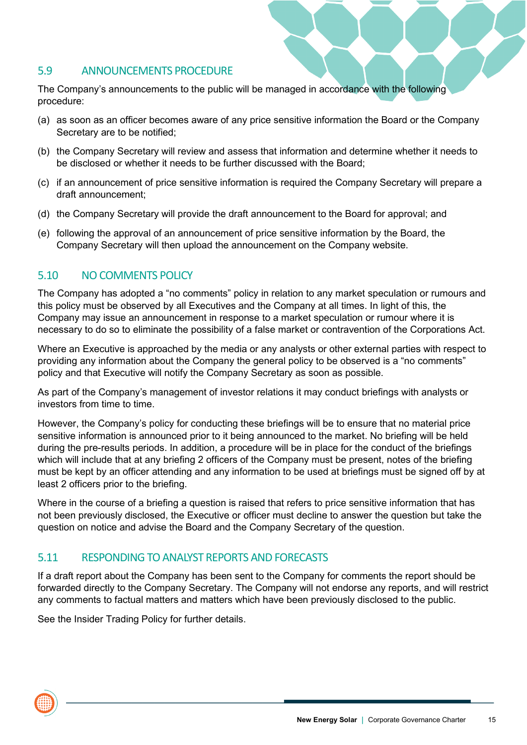## 5.9 ANNOUNCEMENTS PROCEDURE

The Company's announcements to the public will be managed in accordance with the following procedure:

(a) as soon as an officer becomes aware of any price sensitive information the Board or the Company Secretary are to be notified;

(b) the Company Secretary will review and assess that information and determine whether it needs to be disclosed or whether it needs to be further discussed with the Board;

(c) if an announcement of price sensitive information is required the Company Secretary will prepare a draft announcement;

(d) the Company Secretary will provide the draft announcement to the Board for approval; and

(e) following the approval of an announcement of price sensitive information by the Board, the Company Secretary will then upload the announcement on the Company website.

## 5.10 NO COMMENTS POLICY

The Company has adopted a "no comments" policy in relation to any market speculation or rumours and this policy must be observed by all Executives and the Company at all times. In light of this, the Company may issue an announcement in response to a market speculation or rumour where it is necessary to do so to eliminate the possibility of a false market or contravention of the Corporations Act.

Where an Executive is approached by the media or any analysts or other external parties with respect to providing any information about the Company the general policy to be observed is a "no comments" policy and that Executive will notify the Company Secretary as soon as possible.

As part of the Company's management of investor relations it may conduct briefings with analysts or investors from time to time.

However, the Company's policy for conducting these briefings will be to ensure that no material price sensitive information is announced prior to it being announced to the market. No briefing will be held during the pre-results periods. In addition, a procedure will be in place for the conduct of the briefings which will include that at any briefing 2 officers of the Company must be present, notes of the briefing must be kept by an officer attending and any information to be used at briefings must be signed off by at least 2 officers prior to the briefing.

Where in the course of a briefing a question is raised that refers to price sensitive information that has not been previously disclosed, the Executive or officer must decline to answer the question but take the question on notice and advise the Board and the Company Secretary of the question.

## 5.11 RESPONDING TO ANALYST REPORTS AND FORECASTS

If a draft report about the Company has been sent to the Company for comments the report should be forwarded directly to the Company Secretary. The Company will not endorse any reports, and will restrict any comments to factual matters and matters which have been previously disclosed to the public.

See the Insider Trading Policy for further details.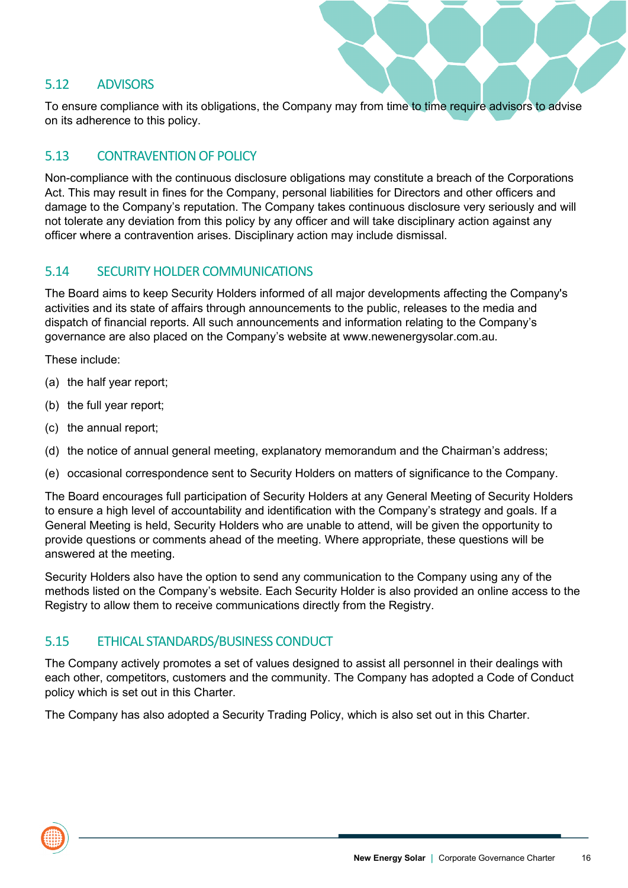## 5.12 ADVISORS

To ensure compliance with its obligations, the Company may from time to time require advisors to advise on its adherence to this policy.

## 5.13 CONTRAVENTION OF POLICY

Non-compliance with the continuous disclosure obligations may constitute a breach of the Corporations Act. This may result in fines for the Company, personal liabilities for Directors and other officers and damage to the Company's reputation. The Company takes continuous disclosure very seriously and will not tolerate any deviation from this policy by any officer and will take disciplinary action against any officer where a contravention arises. Disciplinary action may include dismissal.

## 5.14 SECURITY HOLDER COMMUNICATIONS

The Board aims to keep Security Holders informed of all major developments affecting the Company's activities and its state of affairs through announcements to the public, releases to the media and dispatch of financial reports. All such announcements and information relating to the Company's governance are also placed on the Company's website at www.newenergysolar.com.au.

These include:

(a) the half year report;

(b) the full year report;

(c) the annual report;

(d) the notice of annual general meeting, explanatory memorandum and the Chairman's address;

(e) occasional correspondence sent to Security Holders on matters of significance to the Company.

The Board encourages full participation of Security Holders at any General Meeting of Security Holders to ensure a high level of accountability and identification with the Company's strategy and goals. If a General Meeting is held, Security Holders who are unable to attend, will be given the opportunity to provide questions or comments ahead of the meeting. Where appropriate, these questions will be answered at the meeting.

Security Holders also have the option to send any communication to the Company using any of the methods listed on the Company's website. Each Security Holder is also provided an online access to the Registry to allow them to receive communications directly from the Registry.

## 5.15 ETHICAL STANDARDS/BUSINESS CONDUCT

The Company actively promotes a set of values designed to assist all personnel in their dealings with each other, competitors, customers and the community. The Company has adopted a Code of Conduct policy which is set out in this Charter.

The Company has also adopted a Security Trading Policy, which is also set out in this Charter.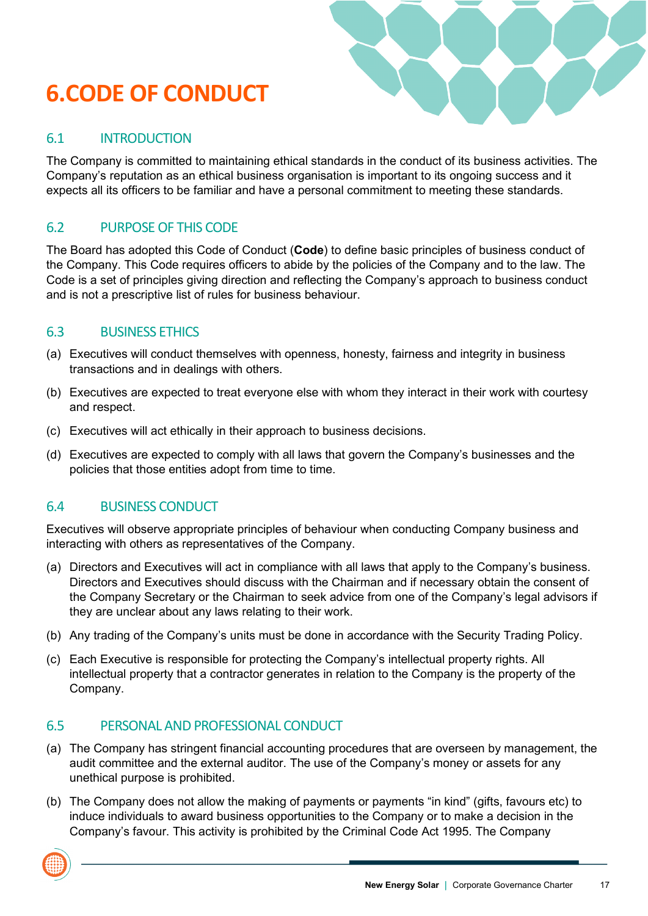# 6. CODE OF CONDUCT

## 6.1 INTRODUCTION

The Company is committed to maintaining ethical standards in the conduct of its business activities. The Company's reputation as an ethical business organisation is important to its ongoing success and it expects all its officers to be familiar and have a personal commitment to meeting these standards.

## 6.2 PURPOSE OF THIS CODE

The Board has adopted this Code of Conduct (**Code**) to define basic principles of business conduct of the Company. This Code requires officers to abide by the policies of the Company and to the law. The Code is a set of principles giving direction and reflecting the Company's approach to business conduct and is not a prescriptive list of rules for business behaviour.

## 6.3 BUSINESS ETHICS

(a) Executives will conduct themselves with openness, honesty, fairness and integrity in business transactions and in dealings with others.

(b) Executives are expected to treat everyone else with whom they interact in their work with courtesy and respect.

(c) Executives will act ethically in their approach to business decisions.

(d) Executives are expected to comply with all laws that govern the Company's businesses and the policies that those entities adopt from time to time.

## 6.4 BUSINESS CONDUCT

Executives will observe appropriate principles of behaviour when conducting Company business and interacting with others as representatives of the Company.

(a) Directors and Executives will act in compliance with all laws that apply to the Company's business. Directors and Executives should discuss with the Chairman and if necessary obtain the consent of the Company Secretary or the Chairman to seek advice from one of the Company's legal advisors if they are unclear about any laws relating to their work.

(b) Any trading of the Company's units must be done in accordance with the Security Trading Policy.

(c) Each Executive is responsible for protecting the Company's intellectual property rights. All intellectual property that a contractor generates in relation to the Company is the property of the Company.

## 6.5 PERSONAL AND PROFESSIONAL CONDUCT

(a) The Company has stringent financial accounting procedures that are overseen by management, the audit committee and the external auditor. The use of the Company's money or assets for any unethical purpose is prohibited.

(b) The Company does not allow the making of payments or payments "in kind" (gifts, favours etc) to induce individuals to award business opportunities to the Company or to make a decision in the Company's favour. This activity is prohibited by the Criminal Code Act 1995. The Company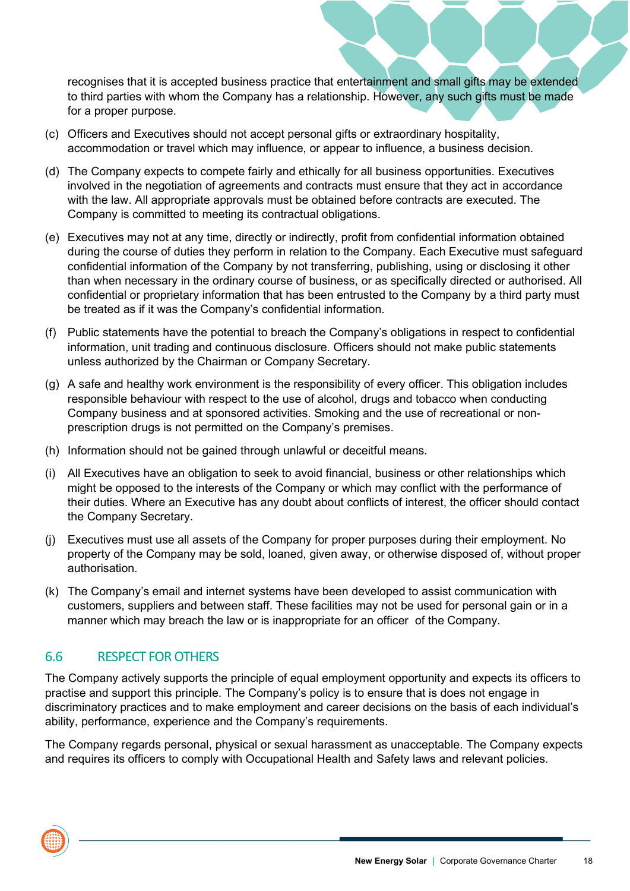recognises that it is accepted business practice that entertainment and small gifts may be extended to third parties with whom the Company has a relationship. However, any such gifts must be made for a proper purpose.

(c) Officers and Executives should not accept personal gifts or extraordinary hospitality, accommodation or travel which may influence, or appear to influence, a business decision.

(d) The Company expects to compete fairly and ethically for all business opportunities. Executives involved in the negotiation of agreements and contracts must ensure that they act in accordance with the law. All appropriate approvals must be obtained before contracts are executed. The Company is committed to meeting its contractual obligations.

(e) Executives may not at any time, directly or indirectly, profit from confidential information obtained during the course of duties they perform in relation to the Company. Each Executive must safeguard confidential information of the Company by not transferring, publishing, using or disclosing it other than when necessary in the ordinary course of business, or as specifically directed or authorised. All confidential or proprietary information that has been entrusted to the Company by a third party must be treated as if it was the Company's confidential information.

(f) Public statements have the potential to breach the Company's obligations in respect to confidential information, unit trading and continuous disclosure. Officers should not make public statements unless authorized by the Chairman or Company Secretary.

(g) A safe and healthy work environment is the responsibility of every officer. This obligation includes responsible behaviour with respect to the use of alcohol, drugs and tobacco when conducting Company business and at sponsored activities. Smoking and the use of recreational or non-prescription drugs is not permitted on the Company's premises.

(h) Information should not be gained through unlawful or deceitful means.

(i) All Executives have an obligation to seek to avoid financial, business or other relationships which might be opposed to the interests of the Company or which may conflict with the performance of their duties. Where an Executive has any doubt about conflicts of interest, the officer should contact the Company Secretary.

(j) Executives must use all assets of the Company for proper purposes during their employment. No property of the Company may be sold, loaned, given away, or otherwise disposed of, without proper authorisation.

(k) The Company's email and internet systems have been developed to assist communication with customers, suppliers and between staff. These facilities may not be used for personal gain or in a manner which may breach the law or is inappropriate for an officer of the Company.

## 6.6 RESPECT FOR OTHERS

The Company actively supports the principle of equal employment opportunity and expects its officers to practise and support this principle. The Company's policy is to ensure that is does not engage in discriminatory practices and to make employment and career decisions on the basis of each individual's ability, performance, experience and the Company's requirements.

The Company regards personal, physical or sexual harassment as unacceptable. The Company expects and requires its officers to comply with Occupational Health and Safety laws and relevant policies.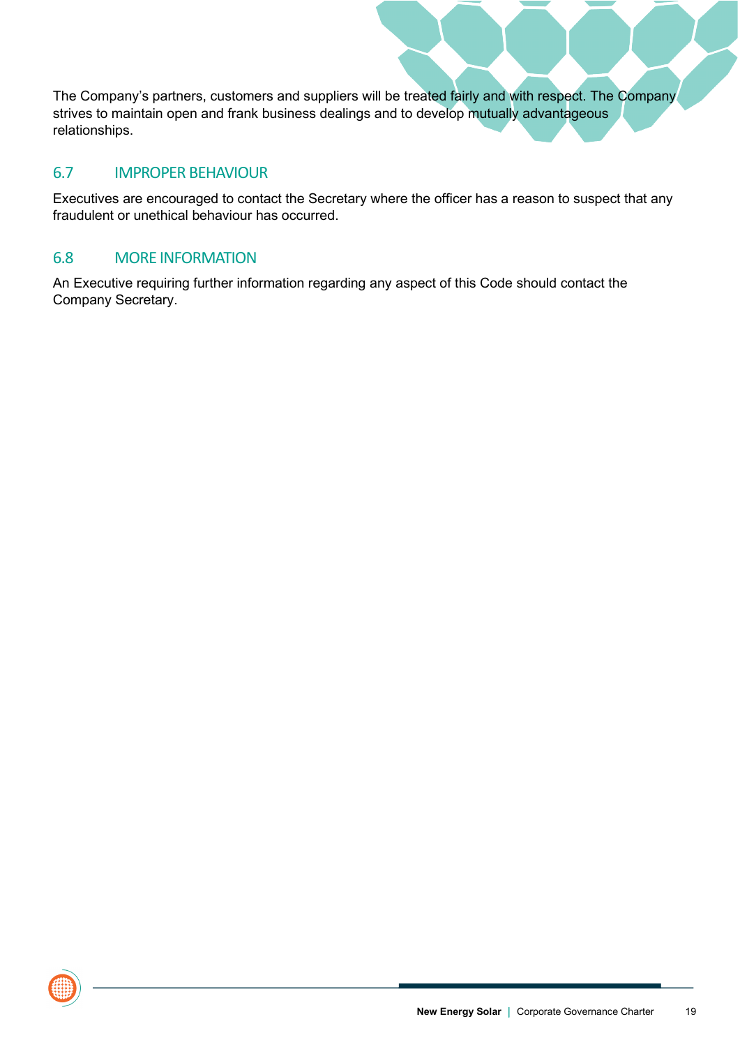The Company's partners, customers and suppliers will be treated fairly and with respect. The Company strives to maintain open and frank business dealings and to develop mutually advantageous relationships.

## 6.7 IMPROPER BEHAVIOUR

Executives are encouraged to contact the Secretary where the officer has a reason to suspect that any fraudulent or unethical behaviour has occurred.

## 6.8 MORE INFORMATION

An Executive requiring further information regarding any aspect of this Code should contact the Company Secretary.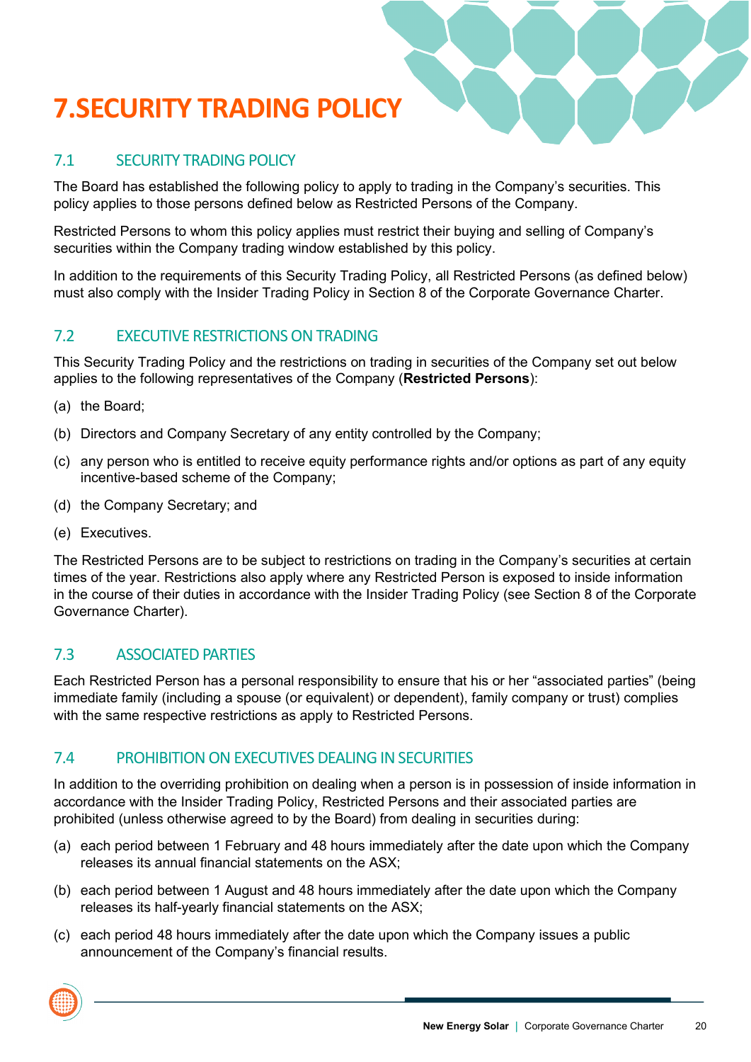# 7. SECURITY TRADING POLICY

## 7.1 SECURITY TRADING POLICY

The Board has established the following policy to apply to trading in the Company's securities. This policy applies to those persons defined below as Restricted Persons of the Company.

Restricted Persons to whom this policy applies must restrict their buying and selling of Company's securities within the Company trading window established by this policy.

In addition to the requirements of this Security Trading Policy, all Restricted Persons (as defined below) must also comply with the Insider Trading Policy in Section 8 of the Corporate Governance Charter.

## 7.2 EXECUTIVE RESTRICTIONS ON TRADING

This Security Trading Policy and the restrictions on trading in securities of the Company set out below applies to the following representatives of the Company (**Restricted Persons**):

(a) the Board;

(b) Directors and Company Secretary of any entity controlled by the Company;

(c) any person who is entitled to receive equity performance rights and/or options as part of any equity incentive-based scheme of the Company;

(d) the Company Secretary; and

(e) Executives.

The Restricted Persons are to be subject to restrictions on trading in the Company's securities at certain times of the year. Restrictions also apply where any Restricted Person is exposed to inside information in the course of their duties in accordance with the Insider Trading Policy (see Section 8 of the Corporate Governance Charter).

## 7.3 ASSOCIATED PARTIES

Each Restricted Person has a personal responsibility to ensure that his or her "associated parties" (being immediate family (including a spouse (or equivalent) or dependent), family company or trust) complies with the same respective restrictions as apply to Restricted Persons.

## 7.4 PROHIBITION ON EXECUTIVES DEALING IN SECURITIES

In addition to the overriding prohibition on dealing when a person is in possession of inside information in accordance with the Insider Trading Policy, Restricted Persons and their associated parties are prohibited (unless otherwise agreed to by the Board) from dealing in securities during:

(a) each period between 1 February and 48 hours immediately after the date upon which the Company releases its annual financial statements on the ASX;

(b) each period between 1 August and 48 hours immediately after the date upon which the Company releases its half-yearly financial statements on the ASX;

(c) each period 48 hours immediately after the date upon which the Company issues a public announcement of the Company's financial results.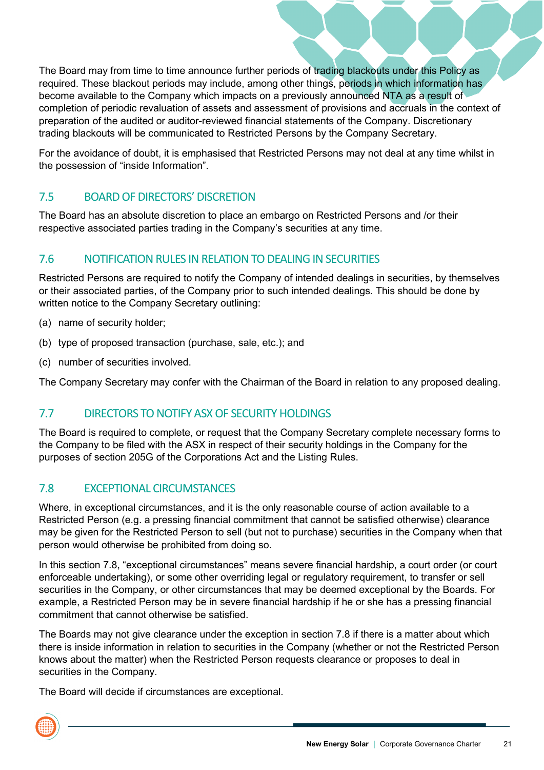The Board may from time to time announce further periods of trading blackouts under this Policy as required. These blackout periods may include, among other things, periods in which information has become available to the Company which impacts on a previously announced NTA as a result of completion of periodic revaluation of assets and assessment of provisions and accruals in the context of preparation of the audited or auditor-reviewed financial statements of the Company. Discretionary trading blackouts will be communicated to Restricted Persons by the Company Secretary.

For the avoidance of doubt, it is emphasised that Restricted Persons may not deal at any time whilst in the possession of "inside Information".

## 7.5 BOARD OF DIRECTORS' DISCRETION

The Board has an absolute discretion to place an embargo on Restricted Persons and /or their respective associated parties trading in the Company's securities at any time.

## 7.6 NOTIFICATION RULES IN RELATION TO DEALING IN SECURITIES

Restricted Persons are required to notify the Company of intended dealings in securities, by themselves or their associated parties, of the Company prior to such intended dealings. This should be done by written notice to the Company Secretary outlining:

(a) name of security holder;

(b) type of proposed transaction (purchase, sale, etc.); and

(c) number of securities involved.

The Company Secretary may confer with the Chairman of the Board in relation to any proposed dealing.

## 7.7 DIRECTORS TO NOTIFY ASX OF SECURITY HOLDINGS

The Board is required to complete, or request that the Company Secretary complete necessary forms to the Company to be filed with the ASX in respect of their security holdings in the Company for the purposes of section 205G of the Corporations Act and the Listing Rules.

## 7.8 EXCEPTIONAL CIRCUMSTANCES

Where, in exceptional circumstances, and it is the only reasonable course of action available to a Restricted Person (e.g. a pressing financial commitment that cannot be satisfied otherwise) clearance may be given for the Restricted Person to sell (but not to purchase) securities in the Company when that person would otherwise be prohibited from doing so.

In this section 7.8, "exceptional circumstances" means severe financial hardship, a court order (or court enforceable undertaking), or some other overriding legal or regulatory requirement, to transfer or sell securities in the Company, or other circumstances that may be deemed exceptional by the Boards. For example, a Restricted Person may be in severe financial hardship if he or she has a pressing financial commitment that cannot otherwise be satisfied.

The Boards may not give clearance under the exception in section 7.8 if there is a matter about which there is inside information in relation to securities in the Company (whether or not the Restricted Person knows about the matter) when the Restricted Person requests clearance or proposes to deal in securities in the Company.

The Board will decide if circumstances are exceptional.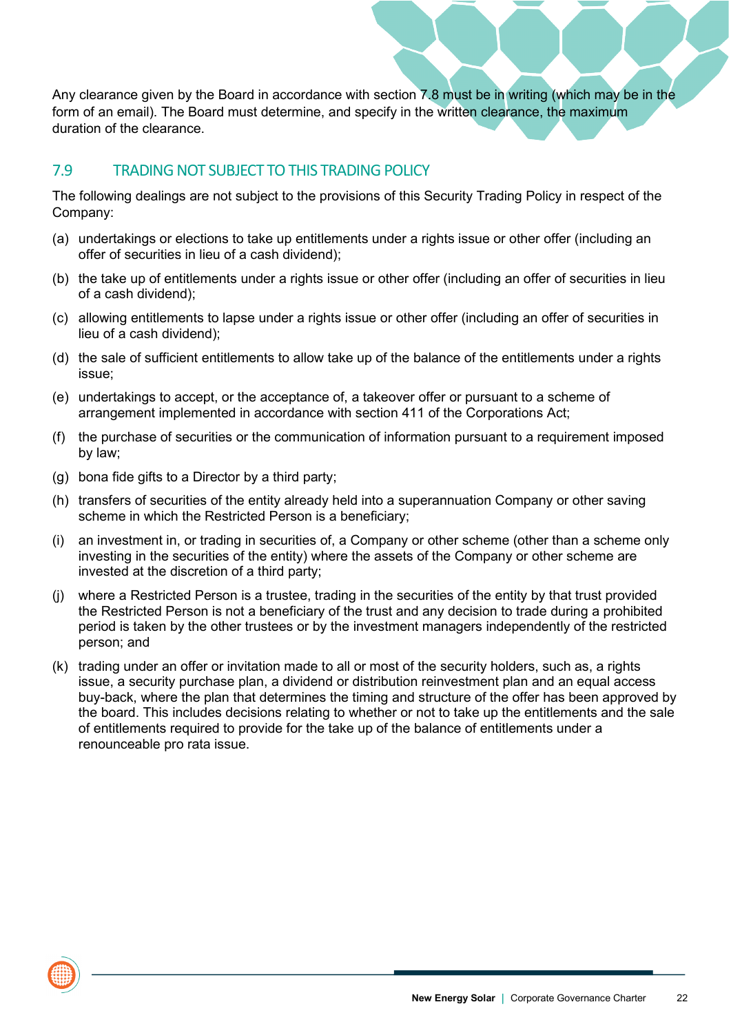Any clearance given by the Board in accordance with section 7.8 must be in writing (which may be in the form of an email). The Board must determine, and specify in the written clearance, the maximum duration of the clearance.

## 7.9 TRADING NOT SUBJECT TO THIS TRADING POLICY

The following dealings are not subject to the provisions of this Security Trading Policy in respect of the Company:

(a) undertakings or elections to take up entitlements under a rights issue or other offer (including an offer of securities in lieu of a cash dividend);

(b) the take up of entitlements under a rights issue or other offer (including an offer of securities in lieu of a cash dividend);

(c) allowing entitlements to lapse under a rights issue or other offer (including an offer of securities in lieu of a cash dividend);

(d) the sale of sufficient entitlements to allow take up of the balance of the entitlements under a rights issue;

(e) undertakings to accept, or the acceptance of, a takeover offer or pursuant to a scheme of arrangement implemented in accordance with section 411 of the Corporations Act;

(f) the purchase of securities or the communication of information pursuant to a requirement imposed by law;

(g) bona fide gifts to a Director by a third party;

(h) transfers of securities of the entity already held into a superannuation Company or other saving scheme in which the Restricted Person is a beneficiary;

(i) an investment in, or trading in securities of, a Company or other scheme (other than a scheme only investing in the securities of the entity) where the assets of the Company or other scheme are invested at the discretion of a third party;

(j) where a Restricted Person is a trustee, trading in the securities of the entity by that trust provided the Restricted Person is not a beneficiary of the trust and any decision to trade during a prohibited period is taken by the other trustees or by the investment managers independently of the restricted person; and

(k) trading under an offer or invitation made to all or most of the security holders, such as, a rights issue, a security purchase plan, a dividend or distribution reinvestment plan and an equal access buy-back, where the plan that determines the timing and structure of the offer has been approved by the board. This includes decisions relating to whether or not to take up the entitlements and the sale of entitlements required to provide for the take up of the balance of entitlements under a renounceable pro rata issue.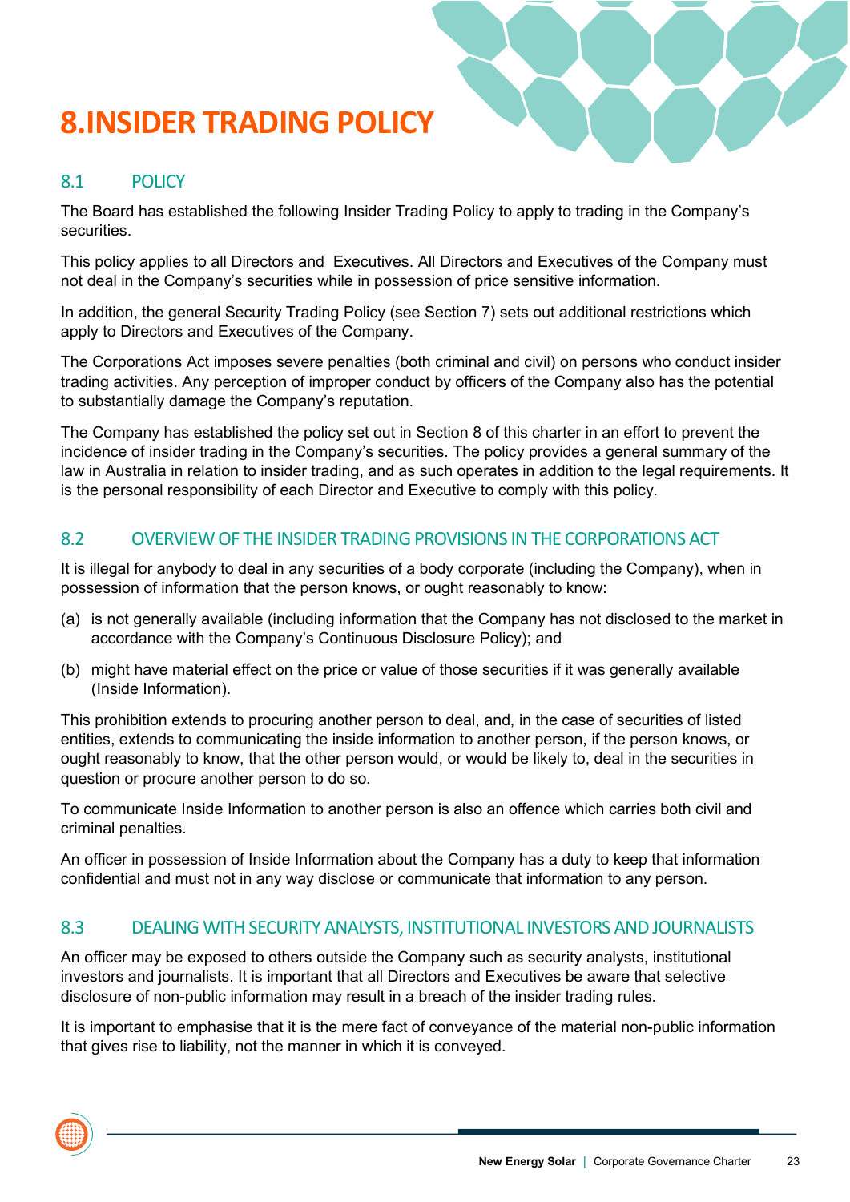# 8. INSIDER TRADING POLICY

## 8.1 POLICY

The Board has established the following Insider Trading Policy to apply to trading in the Company's securities.

This policy applies to all Directors and Executives. All Directors and Executives of the Company must not deal in the Company's securities while in possession of price sensitive information.

In addition, the general Security Trading Policy (see Section 7) sets out additional restrictions which apply to Directors and Executives of the Company.

The Corporations Act imposes severe penalties (both criminal and civil) on persons who conduct insider trading activities. Any perception of improper conduct by officers of the Company also has the potential to substantially damage the Company's reputation.

The Company has established the policy set out in Section 8 of this charter in an effort to prevent the incidence of insider trading in the Company's securities. The policy provides a general summary of the law in Australia in relation to insider trading, and as such operates in addition to the legal requirements. It is the personal responsibility of each Director and Executive to comply with this policy.

## 8.2 OVERVIEW OF THE INSIDER TRADING PROVISIONS IN THE CORPORATIONS ACT

It is illegal for anybody to deal in any securities of a body corporate (including the Company), when in possession of information that the person knows, or ought reasonably to know:

(a) is not generally available (including information that the Company has not disclosed to the market in accordance with the Company's Continuous Disclosure Policy); and

(b) might have material effect on the price or value of those securities if it was generally available (Inside Information).

This prohibition extends to procuring another person to deal, and, in the case of securities of listed entities, extends to communicating the inside information to another person, if the person knows, or ought reasonably to know, that the other person would, or would be likely to, deal in the securities in question or procure another person to do so.

To communicate Inside Information to another person is also an offence which carries both civil and criminal penalties.

An officer in possession of Inside Information about the Company has a duty to keep that information confidential and must not in any way disclose or communicate that information to any person.

## 8.3 DEALING WITH SECURITY ANALYSTS, INSTITUTIONAL INVESTORS AND JOURNALISTS

An officer may be exposed to others outside the Company such as security analysts, institutional investors and journalists. It is important that all Directors and Executives be aware that selective disclosure of non-public information may result in a breach of the insider trading rules.

It is important to emphasise that it is the mere fact of conveyance of the material non-public information that gives rise to liability, not the manner in which it is conveyed.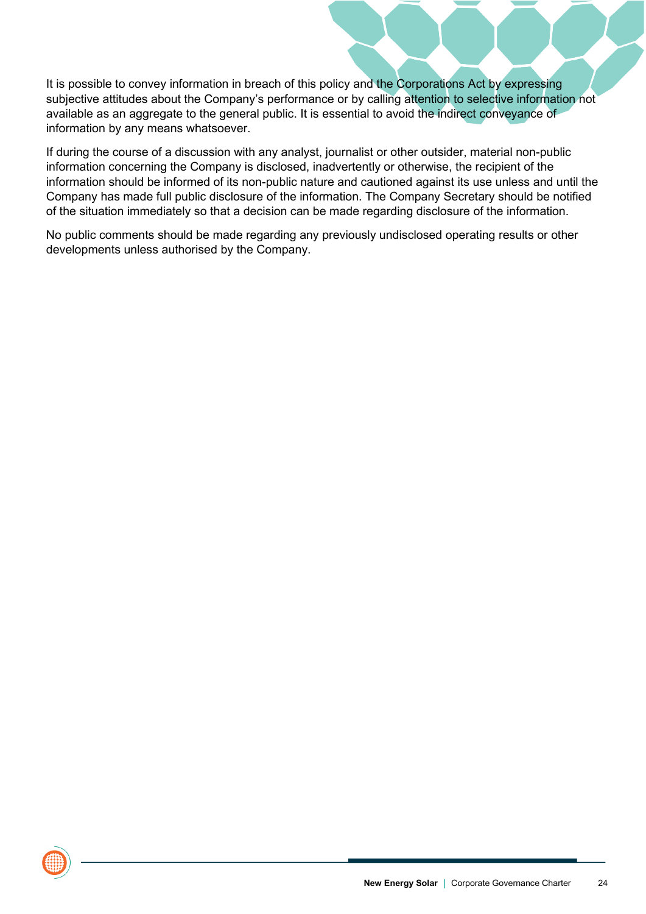It is possible to convey information in breach of this policy and the Corporations Act by expressing subjective attitudes about the Company's performance or by calling attention to selective information not available as an aggregate to the general public. It is essential to avoid the indirect conveyance of information by any means whatsoever.

If during the course of a discussion with any analyst, journalist or other outsider, material non-public information concerning the Company is disclosed, inadvertently or otherwise, the recipient of the information should be informed of its non-public nature and cautioned against its use unless and until the Company has made full public disclosure of the information. The Company Secretary should be notified of the situation immediately so that a decision can be made regarding disclosure of the information.

No public comments should be made regarding any previously undisclosed operating results or other developments unless authorised by the Company.